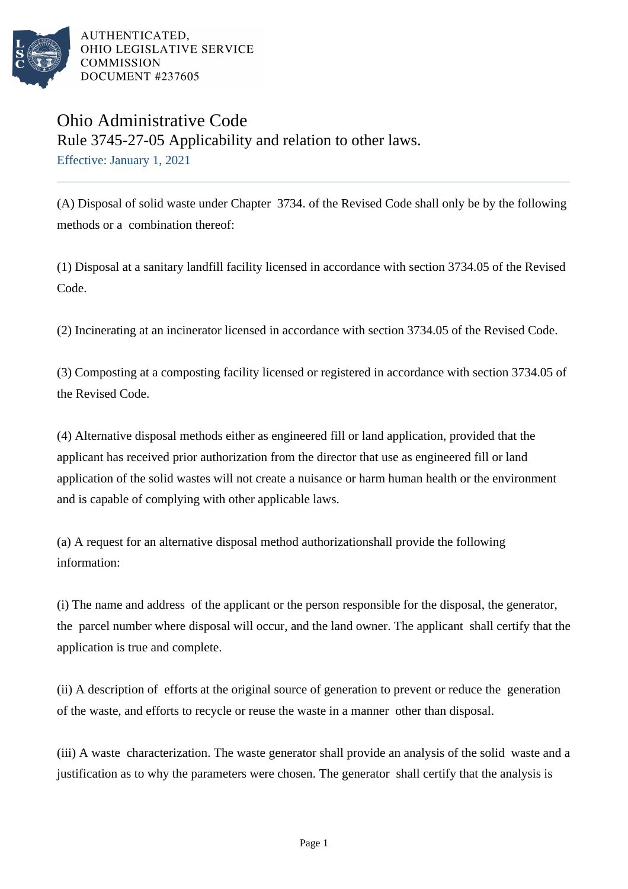AUTHENTICATED,
OHIO LEGISLATIVE SERVICE
COMMISSION
DOCUMENT #237605

# Ohio Administrative Code

## Rule 3745-27-05 Applicability and relation to other laws.

Effective: January 1, 2021

(A) Disposal of solid waste under Chapter 3734. of the Revised Code shall only be by the following methods or a combination thereof:

(1) Disposal at a sanitary landfill facility licensed in accordance with section 3734.05 of the Revised Code.

(2) Incinerating at an incinerator licensed in accordance with section 3734.05 of the Revised Code.

(3) Composting at a composting facility licensed or registered in accordance with section 3734.05 of the Revised Code.

(4) Alternative disposal methods either as engineered fill or land application, provided that the applicant has received prior authorization from the director that use as engineered fill or land application of the solid wastes will not create a nuisance or harm human health or the environment and is capable of complying with other applicable laws.

(a) A request for an alternative disposal method authorizationshall provide the following information:

(i) The name and address of the applicant or the person responsible for the disposal, the generator, the parcel number where disposal will occur, and the land owner. The applicant shall certify that the application is true and complete.

(ii) A description of efforts at the original source of generation to prevent or reduce the generation of the waste, and efforts to recycle or reuse the waste in a manner other than disposal.

(iii) A waste characterization. The waste generator shall provide an analysis of the solid waste and a justification as to why the parameters were chosen. The generator shall certify that the analysis is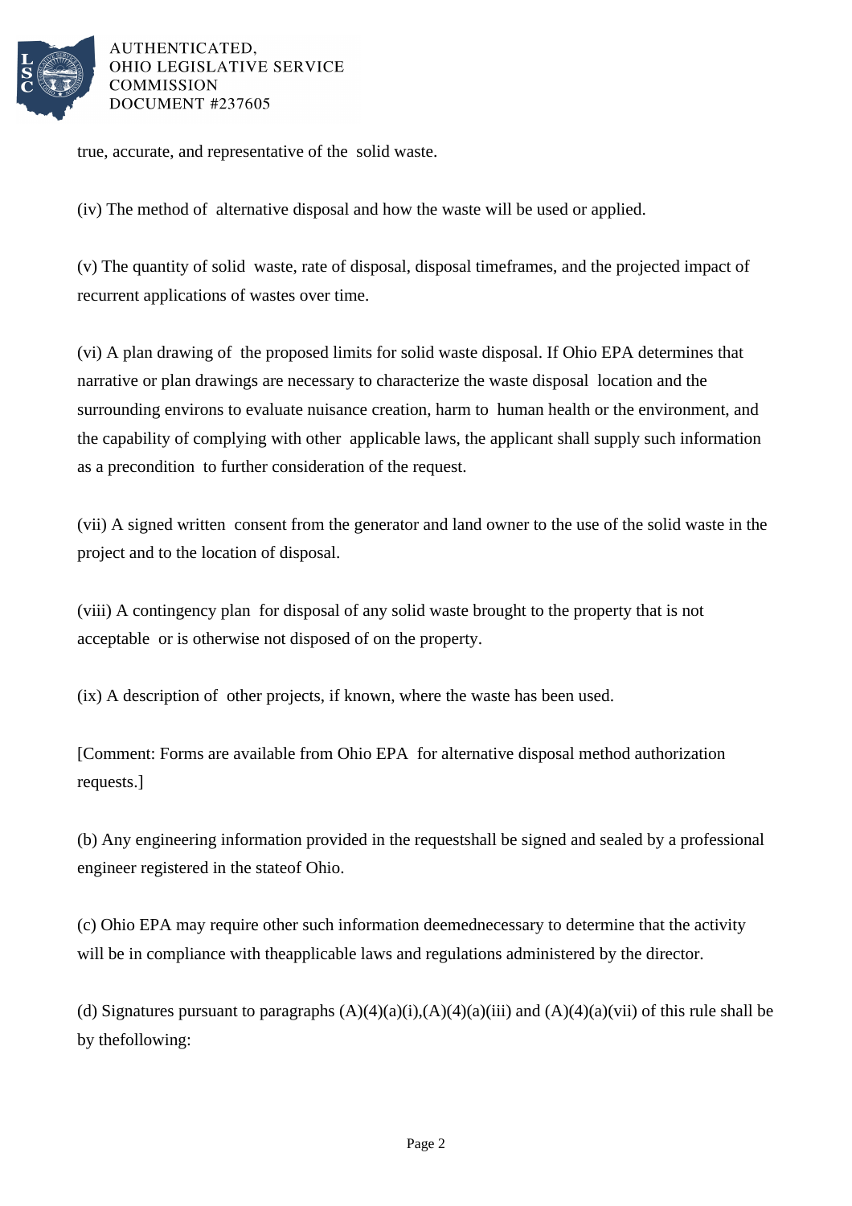true, accurate, and representative of the solid waste.

(iv) The method of alternative disposal and how the waste will be used or applied.

(v) The quantity of solid waste, rate of disposal, disposal timeframes, and the projected impact of recurrent applications of wastes over time.

(vi) A plan drawing of the proposed limits for solid waste disposal. If Ohio EPA determines that narrative or plan drawings are necessary to characterize the waste disposal location and the surrounding environs to evaluate nuisance creation, harm to human health or the environment, and the capability of complying with other applicable laws, the applicant shall supply such information as a precondition to further consideration of the request.

(vii) A signed written consent from the generator and land owner to the use of the solid waste in the project and to the location of disposal.

(viii) A contingency plan for disposal of any solid waste brought to the property that is not acceptable or is otherwise not disposed of on the property.

(ix) A description of other projects, if known, where the waste has been used.

[Comment: Forms are available from Ohio EPA for alternative disposal method authorization requests.]

(b) Any engineering information provided in the requestshall be signed and sealed by a professional engineer registered in the stateof Ohio.

(c) Ohio EPA may require other such information deemednecessary to determine that the activity will be in compliance with theapplicable laws and regulations administered by the director.

(d) Signatures pursuant to paragraphs (A)(4)(a)(i),(A)(4)(a)(iii) and (A)(4)(a)(vii) of this rule shall be by thefollowing: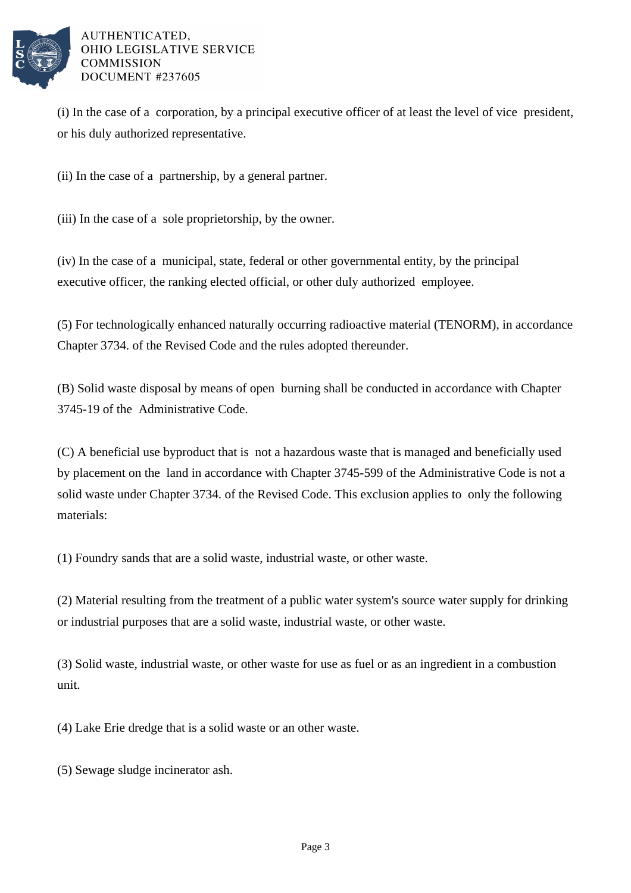(i) In the case of a corporation, by a principal executive officer of at least the level of vice president, or his duly authorized representative.

(ii) In the case of a partnership, by a general partner.

(iii) In the case of a sole proprietorship, by the owner.

(iv) In the case of a municipal, state, federal or other governmental entity, by the principal executive officer, the ranking elected official, or other duly authorized employee.

(5) For technologically enhanced naturally occurring radioactive material (TENORM), in accordance Chapter 3734. of the Revised Code and the rules adopted thereunder.

(B) Solid waste disposal by means of open burning shall be conducted in accordance with Chapter 3745-19 of the Administrative Code.

(C) A beneficial use byproduct that is not a hazardous waste that is managed and beneficially used by placement on the land in accordance with Chapter 3745-599 of the Administrative Code is not a solid waste under Chapter 3734. of the Revised Code. This exclusion applies to only the following materials:

(1) Foundry sands that are a solid waste, industrial waste, or other waste.

(2) Material resulting from the treatment of a public water system's source water supply for drinking or industrial purposes that are a solid waste, industrial waste, or other waste.

(3) Solid waste, industrial waste, or other waste for use as fuel or as an ingredient in a combustion unit.

(4) Lake Erie dredge that is a solid waste or an other waste.

(5) Sewage sludge incinerator ash.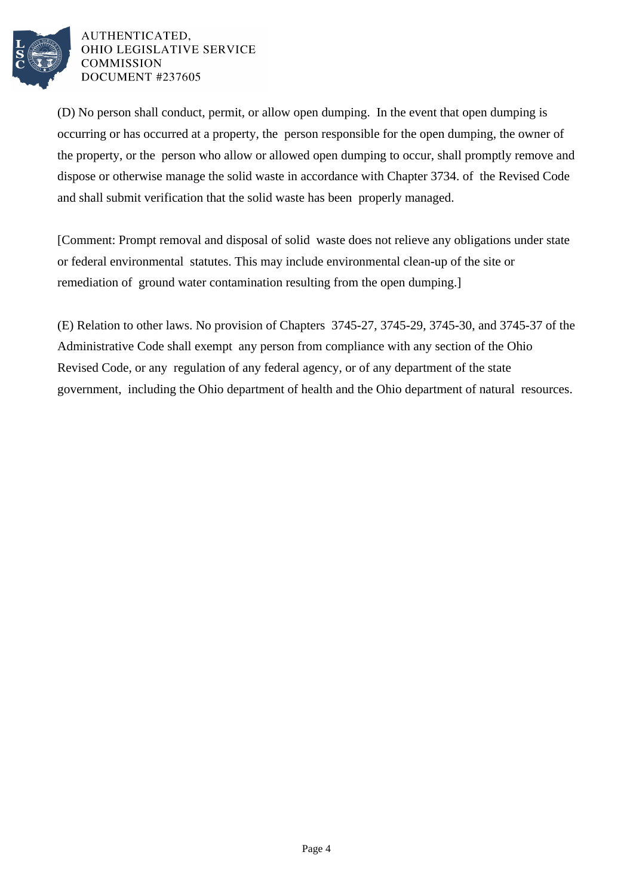(D) No person shall conduct, permit, or allow open dumping. In the event that open dumping is occurring or has occurred at a property, the person responsible for the open dumping, the owner of the property, or the person who allow or allowed open dumping to occur, shall promptly remove and dispose or otherwise manage the solid waste in accordance with Chapter 3734. of the Revised Code and shall submit verification that the solid waste has been properly managed.

[Comment: Prompt removal and disposal of solid waste does not relieve any obligations under state or federal environmental statutes. This may include environmental clean-up of the site or remediation of ground water contamination resulting from the open dumping.]

(E) Relation to other laws. No provision of Chapters 3745-27, 3745-29, 3745-30, and 3745-37 of the Administrative Code shall exempt any person from compliance with any section of the Ohio Revised Code, or any regulation of any federal agency, or of any department of the state government, including the Ohio department of health and the Ohio department of natural resources.